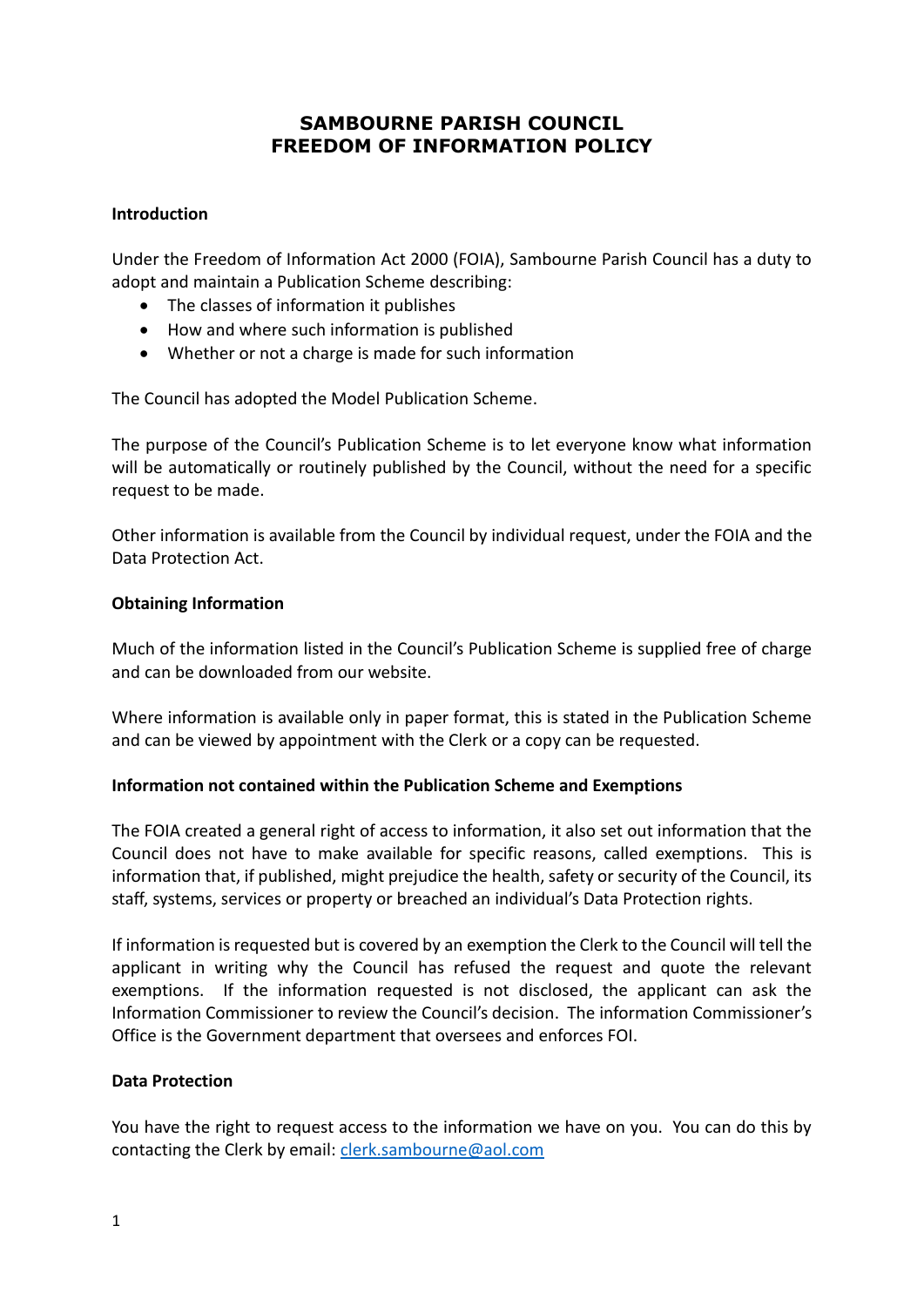# SAMBOURNE PARISH COUNCIL
# FREEDOM OF INFORMATION POLICY

**Introduction**

Under the Freedom of Information Act 2000 (FOIA), Sambourne Parish Council has a duty to adopt and maintain a Publication Scheme describing:

- The classes of information it publishes
- How and where such information is published
- Whether or not a charge is made for such information

The Council has adopted the Model Publication Scheme.

The purpose of the Council's Publication Scheme is to let everyone know what information will be automatically or routinely published by the Council, without the need for a specific request to be made.

Other information is available from the Council by individual request, under the FOIA and the Data Protection Act.

**Obtaining Information**

Much of the information listed in the Council's Publication Scheme is supplied free of charge and can be downloaded from our website.

Where information is available only in paper format, this is stated in the Publication Scheme and can be viewed by appointment with the Clerk or a copy can be requested.

**Information not contained within the Publication Scheme and Exemptions**

The FOIA created a general right of access to information, it also set out information that the Council does not have to make available for specific reasons, called exemptions. This is information that, if published, might prejudice the health, safety or security of the Council, its staff, systems, services or property or breached an individual's Data Protection rights.

If information is requested but is covered by an exemption the Clerk to the Council will tell the applicant in writing why the Council has refused the request and quote the relevant exemptions. If the information requested is not disclosed, the applicant can ask the Information Commissioner to review the Council's decision. The information Commissioner's Office is the Government department that oversees and enforces FOI.

**Data Protection**

You have the right to request access to the information we have on you. You can do this by contacting the Clerk by email: clerk.sambourne@aol.com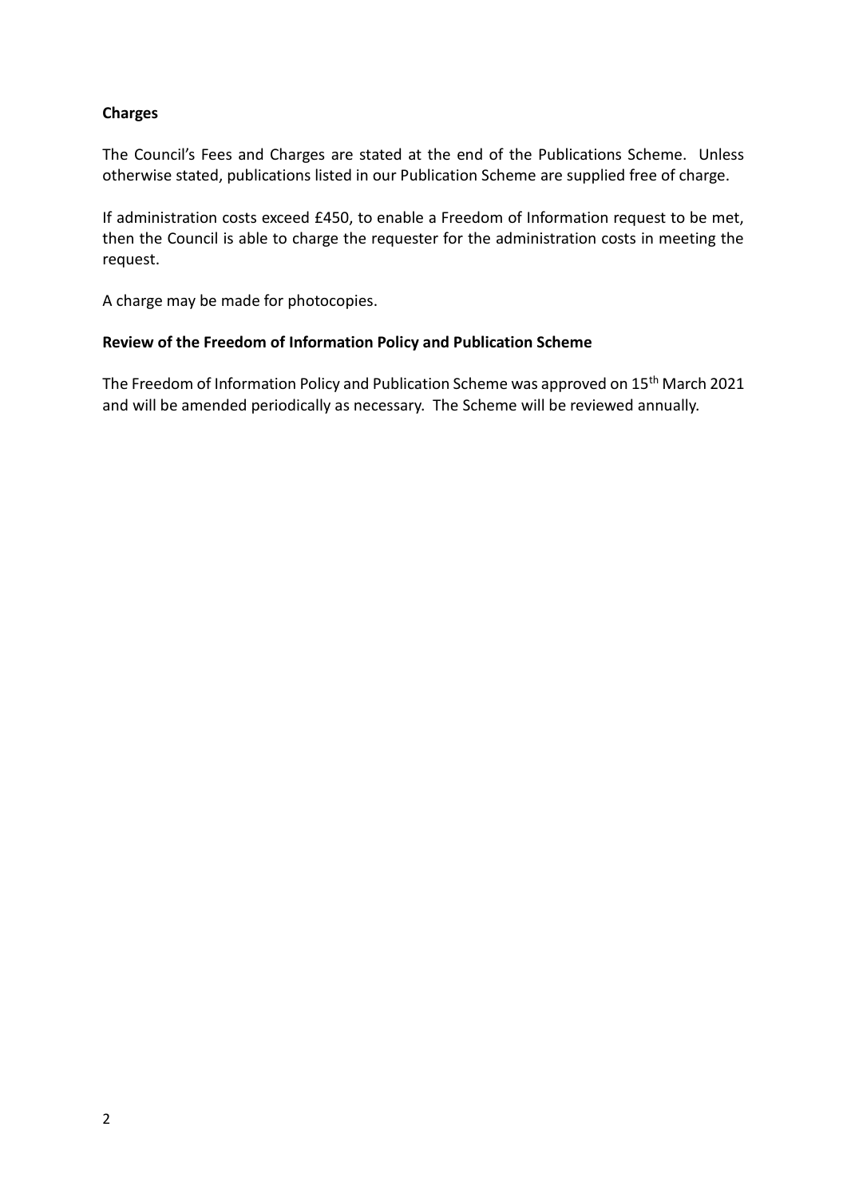**Charges**

The Council's Fees and Charges are stated at the end of the Publications Scheme. Unless otherwise stated, publications listed in our Publication Scheme are supplied free of charge.

If administration costs exceed £450, to enable a Freedom of Information request to be met, then the Council is able to charge the requester for the administration costs in meeting the request.

A charge may be made for photocopies.

**Review of the Freedom of Information Policy and Publication Scheme**

The Freedom of Information Policy and Publication Scheme was approved on 15th March 2021 and will be amended periodically as necessary. The Scheme will be reviewed annually.